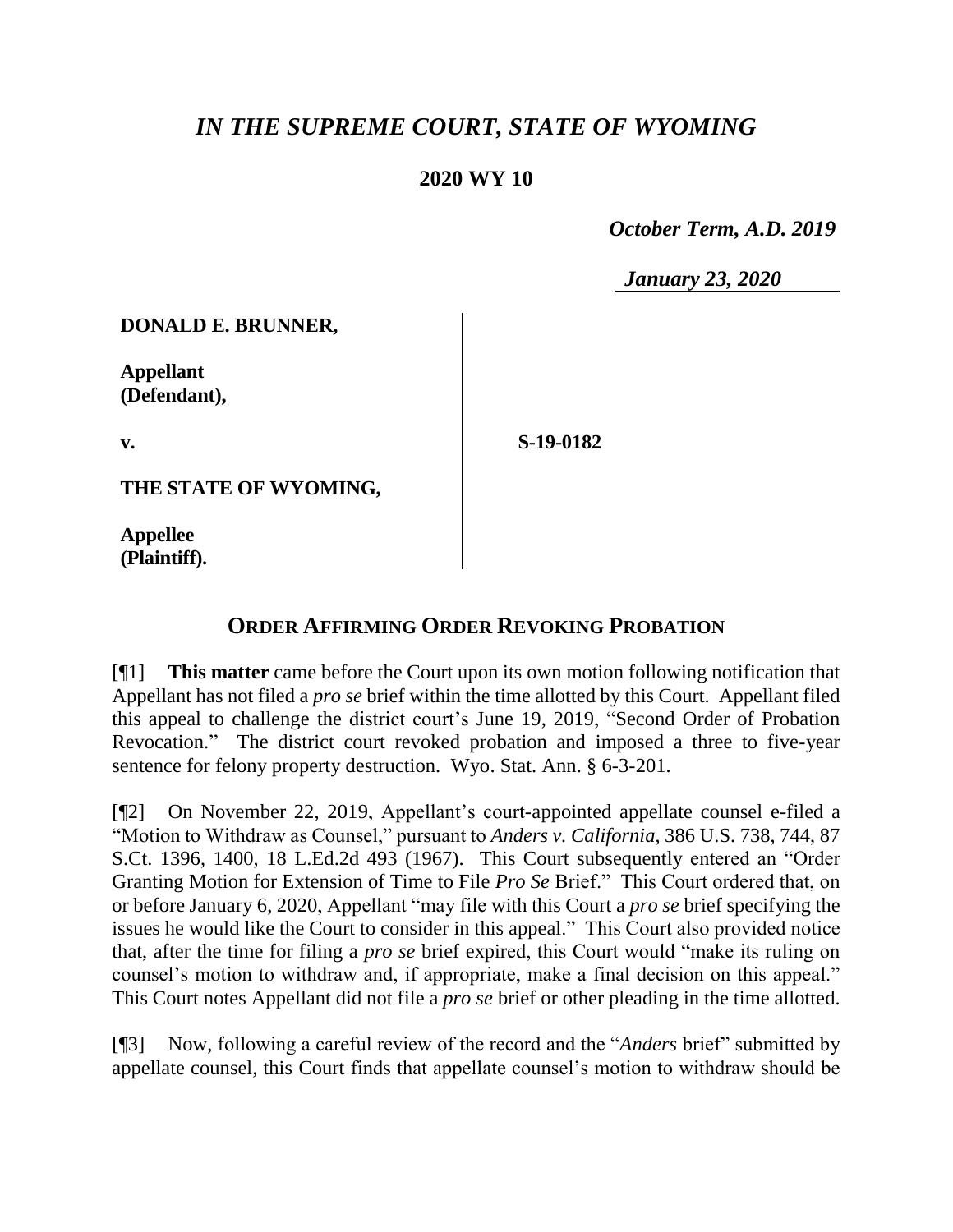# *IN THE SUPREME COURT, STATE OF WYOMING*

**2020 WY 10**

*October Term, A.D. 2019*

*January 23, 2020*

**DONALD E. BRUNNER,**

**Appellant (Defendant),**

**v.**

**THE STATE OF WYOMING,**

**Appellee (Plaintiff).**

**S-19-0182**

## ORDER AFFIRMING ORDER REVOKING PROBATION

[¶1] **This matter** came before the Court upon its own motion following notification that Appellant has not filed a *pro se* brief within the time allotted by this Court. Appellant filed this appeal to challenge the district court's June 19, 2019, "Second Order of Probation Revocation." The district court revoked probation and imposed a three to five-year sentence for felony property destruction. Wyo. Stat. Ann. § 6-3-201.

[¶2] On November 22, 2019, Appellant's court-appointed appellate counsel e-filed a "Motion to Withdraw as Counsel," pursuant to *Anders v. California*, 386 U.S. 738, 744, 87 S.Ct. 1396, 1400, 18 L.Ed.2d 493 (1967). This Court subsequently entered an "Order Granting Motion for Extension of Time to File *Pro Se* Brief." This Court ordered that, on or before January 6, 2020, Appellant "may file with this Court a *pro se* brief specifying the issues he would like the Court to consider in this appeal." This Court also provided notice that, after the time for filing a *pro se* brief expired, this Court would "make its ruling on counsel's motion to withdraw and, if appropriate, make a final decision on this appeal." This Court notes Appellant did not file a *pro se* brief or other pleading in the time allotted.

[¶3] Now, following a careful review of the record and the "*Anders* brief" submitted by appellate counsel, this Court finds that appellate counsel's motion to withdraw should be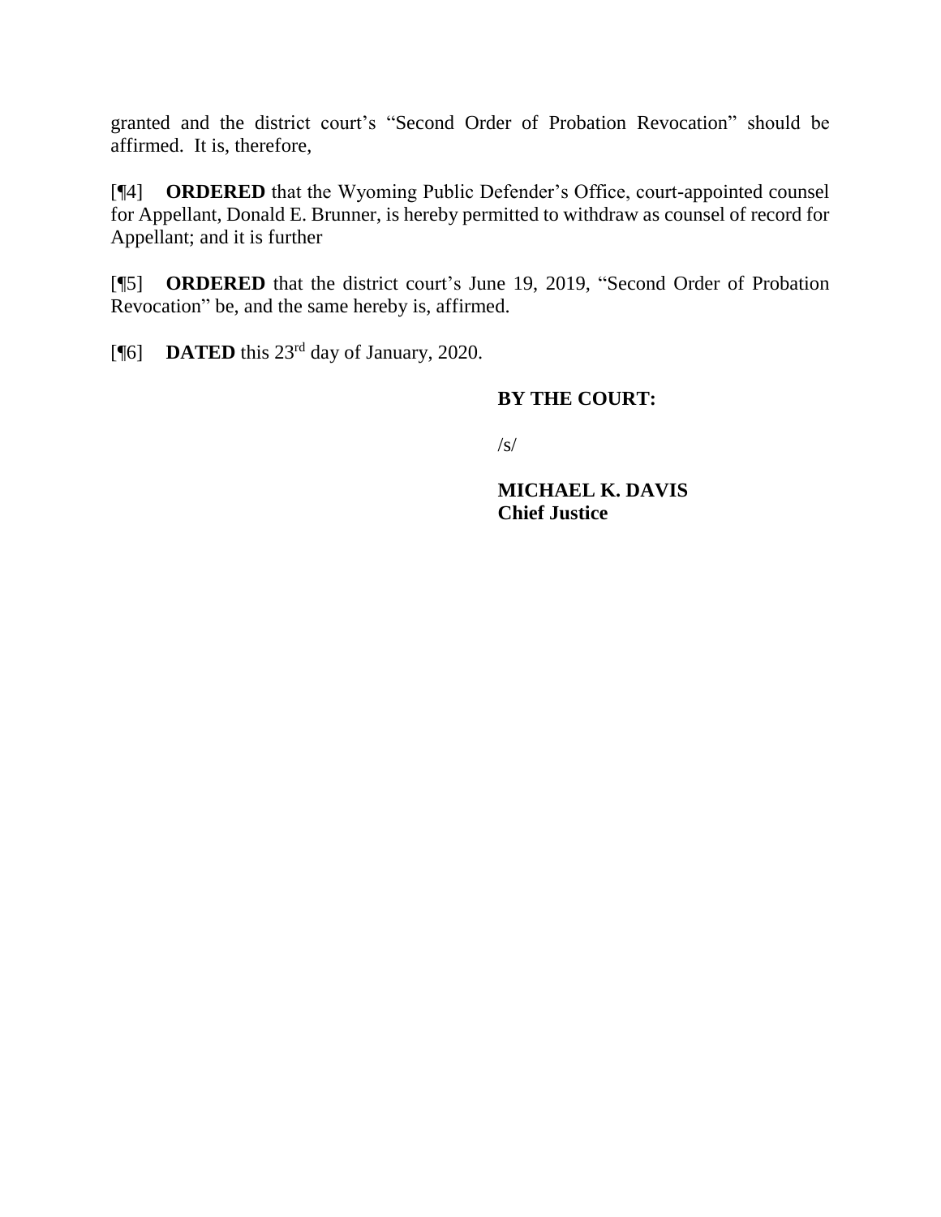granted and the district court's "Second Order of Probation Revocation" should be affirmed. It is, therefore,

[¶4] **ORDERED** that the Wyoming Public Defender's Office, court-appointed counsel for Appellant, Donald E. Brunner, is hereby permitted to withdraw as counsel of record for Appellant; and it is further

[¶5] **ORDERED** that the district court's June 19, 2019, "Second Order of Probation Revocation" be, and the same hereby is, affirmed.

[¶6] **DATED** this 23rd day of January, 2020.

**BY THE COURT:**

/s/

**MICHAEL K. DAVIS**
**Chief Justice**